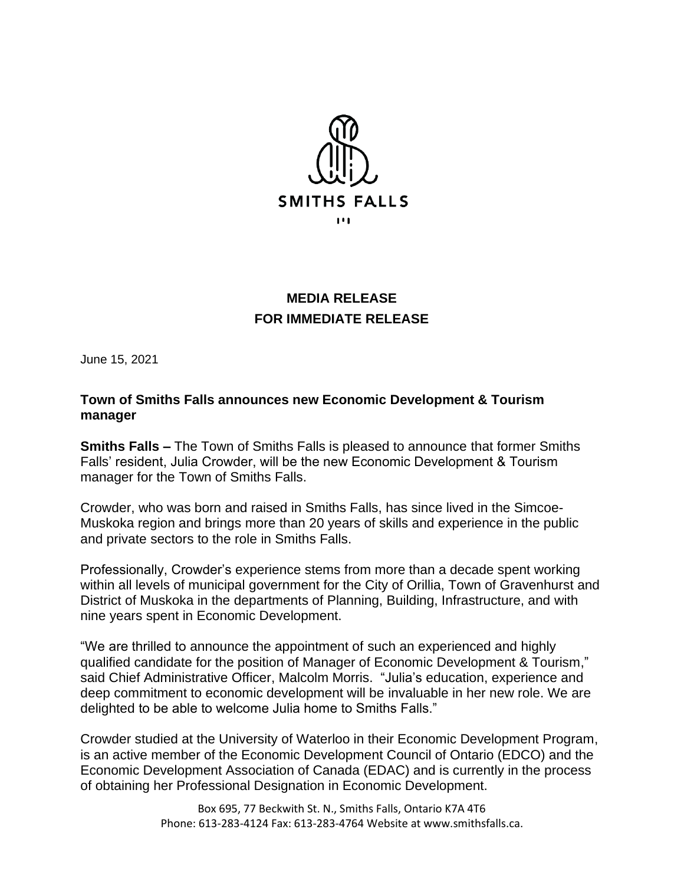SMITHS FALLS

**MEDIA RELEASE**
**FOR IMMEDIATE RELEASE**

June 15, 2021

**Town of Smiths Falls announces new Economic Development & Tourism manager**

**Smiths Falls –** The Town of Smiths Falls is pleased to announce that former Smiths Falls' resident, Julia Crowder, will be the new Economic Development & Tourism manager for the Town of Smiths Falls.

Crowder, who was born and raised in Smiths Falls, has since lived in the Simcoe-Muskoka region and brings more than 20 years of skills and experience in the public and private sectors to the role in Smiths Falls.

Professionally, Crowder's experience stems from more than a decade spent working within all levels of municipal government for the City of Orillia, Town of Gravenhurst and District of Muskoka in the departments of Planning, Building, Infrastructure, and with nine years spent in Economic Development.

"We are thrilled to announce the appointment of such an experienced and highly qualified candidate for the position of Manager of Economic Development & Tourism," said Chief Administrative Officer, Malcolm Morris. "Julia's education, experience and deep commitment to economic development will be invaluable in her new role. We are delighted to be able to welcome Julia home to Smiths Falls."

Crowder studied at the University of Waterloo in their Economic Development Program, is an active member of the Economic Development Council of Ontario (EDCO) and the Economic Development Association of Canada (EDAC) and is currently in the process of obtaining her Professional Designation in Economic Development.

Box 695, 77 Beckwith St. N., Smiths Falls, Ontario K7A 4T6
Phone: 613-283-4124 Fax: 613-283-4764 Website at www.smithsfalls.ca.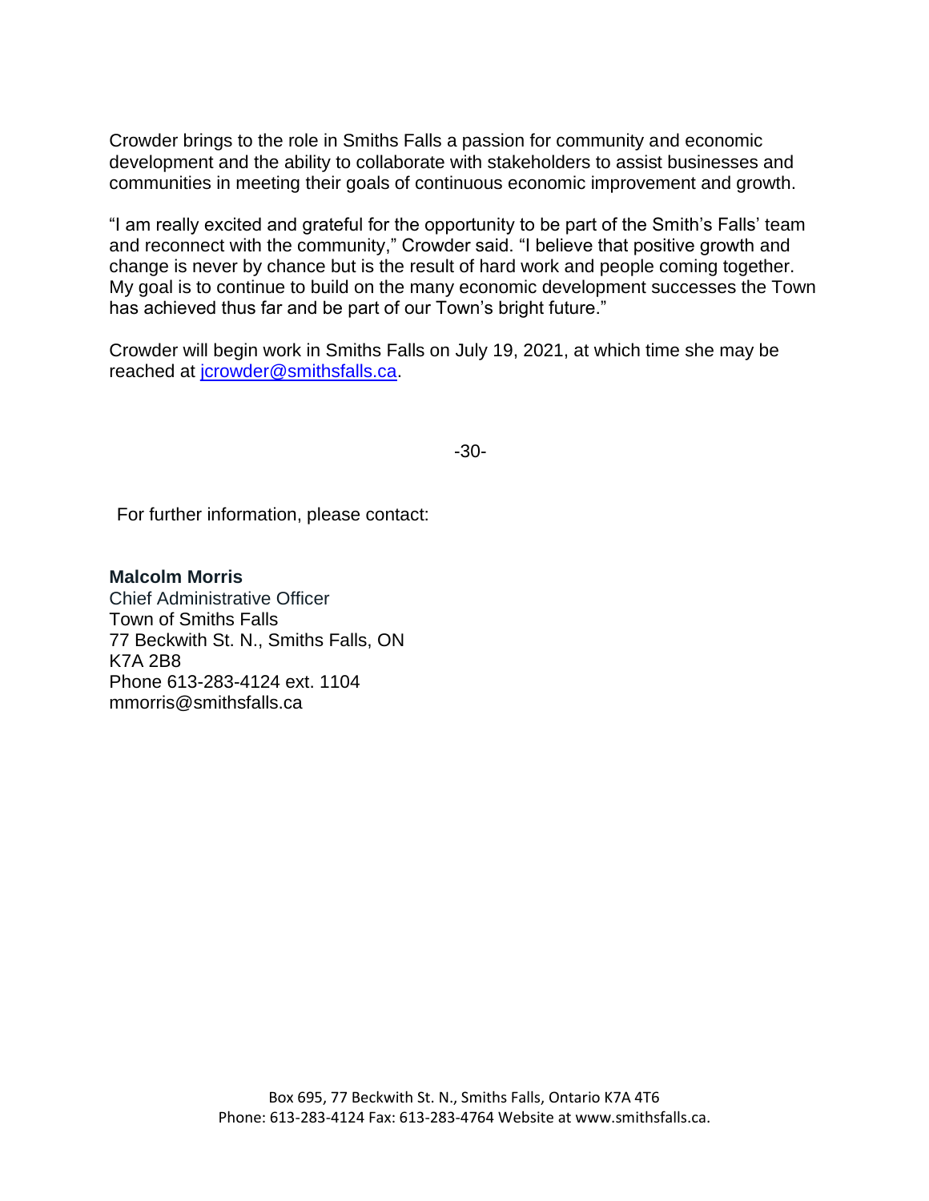Crowder brings to the role in Smiths Falls a passion for community and economic development and the ability to collaborate with stakeholders to assist businesses and communities in meeting their goals of continuous economic improvement and growth.

"I am really excited and grateful for the opportunity to be part of the Smith's Falls' team and reconnect with the community," Crowder said. "I believe that positive growth and change is never by chance but is the result of hard work and people coming together. My goal is to continue to build on the many economic development successes the Town has achieved thus far and be part of our Town's bright future."

Crowder will begin work in Smiths Falls on July 19, 2021, at which time she may be reached at jcrowder@smithsfalls.ca.

-30-

For further information, please contact:

**Malcolm Morris**
Chief Administrative Officer
Town of Smiths Falls
77 Beckwith St. N., Smiths Falls, ON
K7A 2B8
Phone 613-283-4124 ext. 1104
mmorris@smithsfalls.ca

Box 695, 77 Beckwith St. N., Smiths Falls, Ontario K7A 4T6
Phone: 613-283-4124 Fax: 613-283-4764 Website at www.smithsfalls.ca.